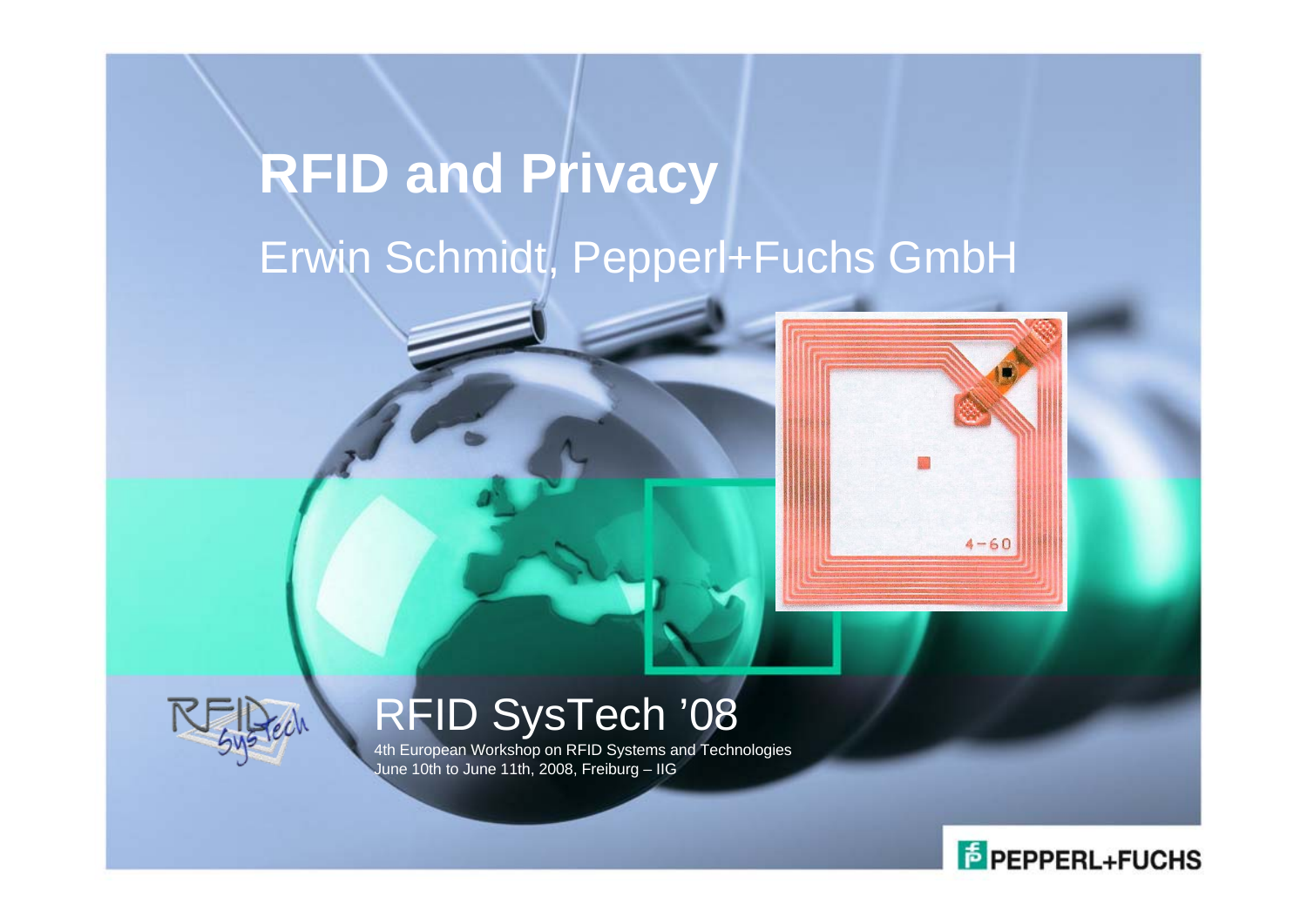# RFID and Privacy

Erwin Schmidt, Pepperl+Fuchs GmbH

## RFID SysTech '08

4th European Workshop on RFID Systems and Technologies
June 10th to June 11th, 2008, Freiburg – IIG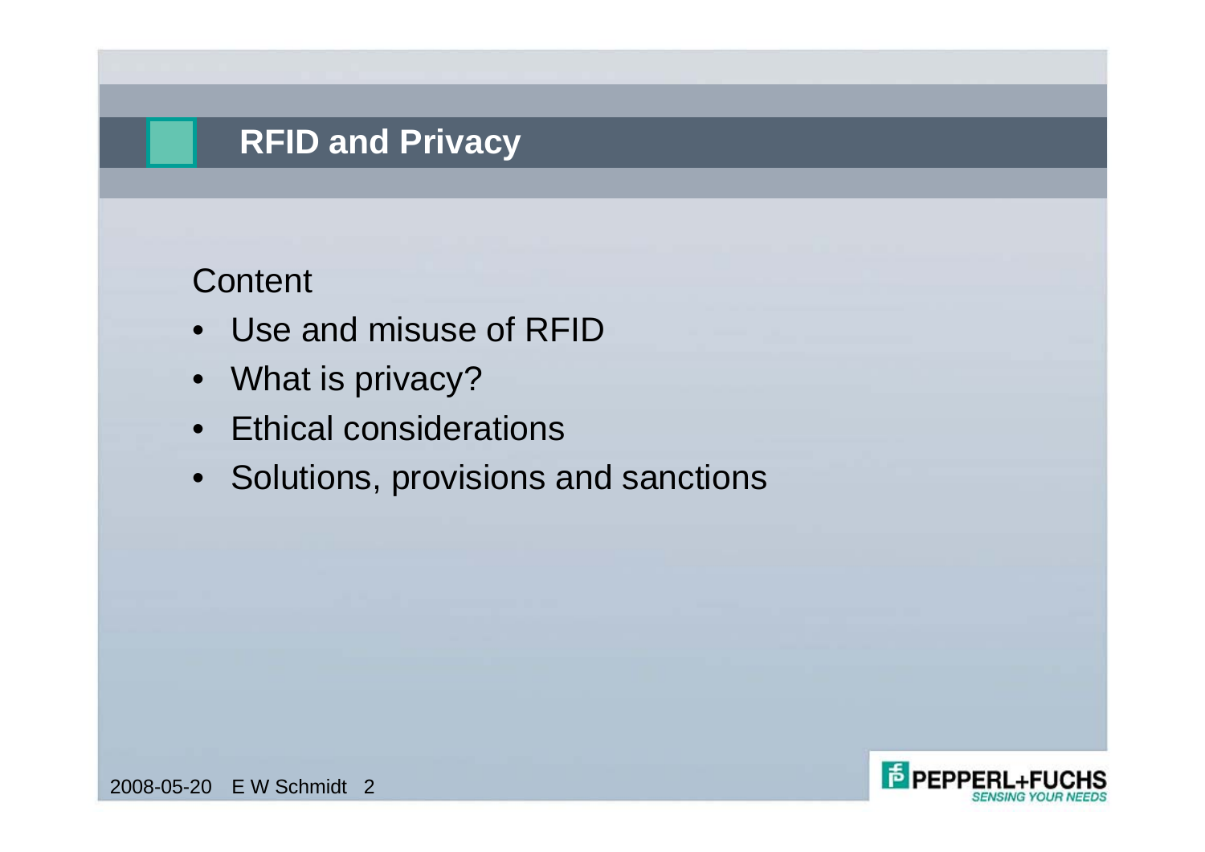# RFID and Privacy

Content

- Use and misuse of RFID
- What is privacy?
- Ethical considerations
- Solutions, provisions and sanctions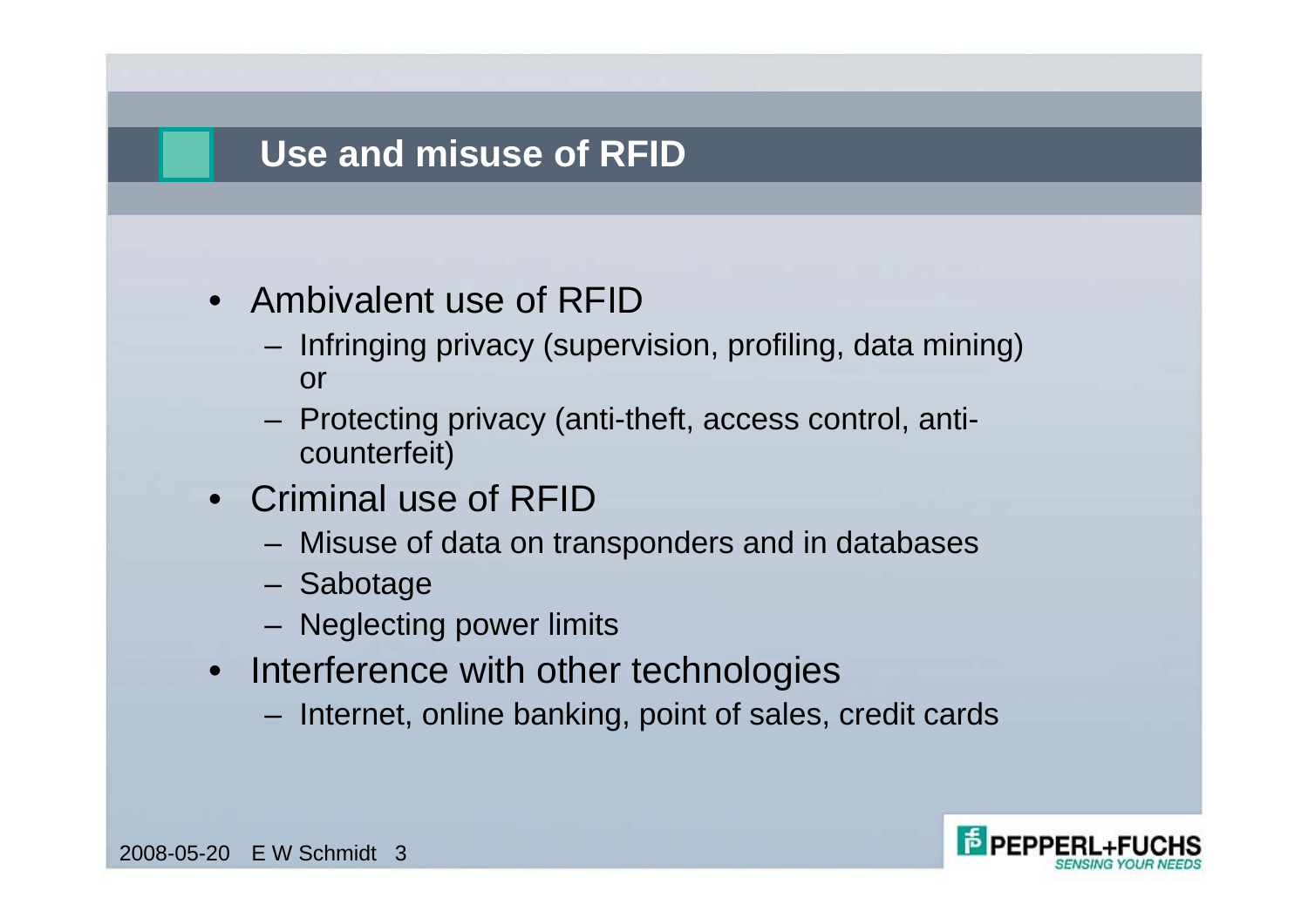## Use and misuse of RFID

- Ambivalent use of RFID
  - Infringing privacy (supervision, profiling, data mining) or
  - Protecting privacy (anti-theft, access control, anti-counterfeit)
- Criminal use of RFID
  - Misuse of data on transponders and in databases
  - Sabotage
  - Neglecting power limits
- Interference with other technologies
  - Internet, online banking, point of sales, credit cards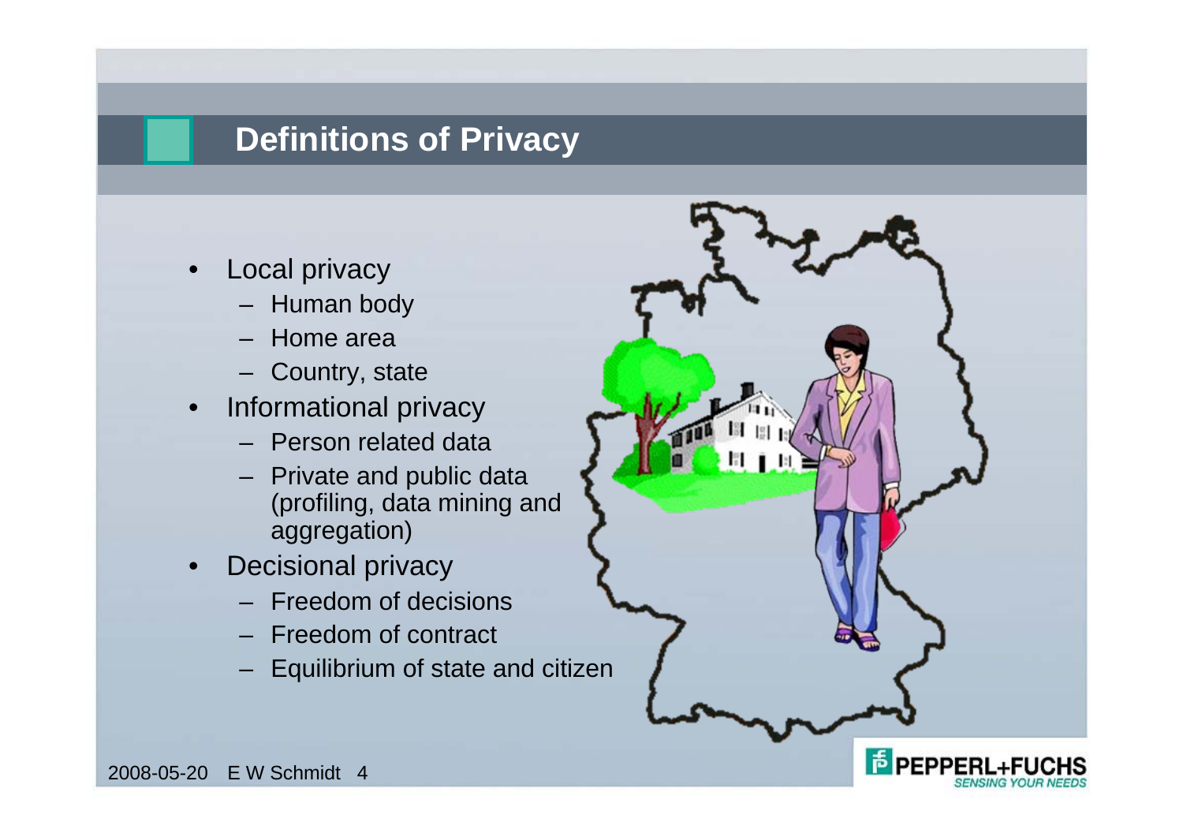# Definitions of Privacy

- Local privacy
  - Human body
  - Home area
  - Country, state
- Informational privacy
  - Person related data
  - Private and public data (profiling, data mining and aggregation)
- Decisional privacy
  - Freedom of decisions
  - Freedom of contract
  - Equilibrium of state and citizen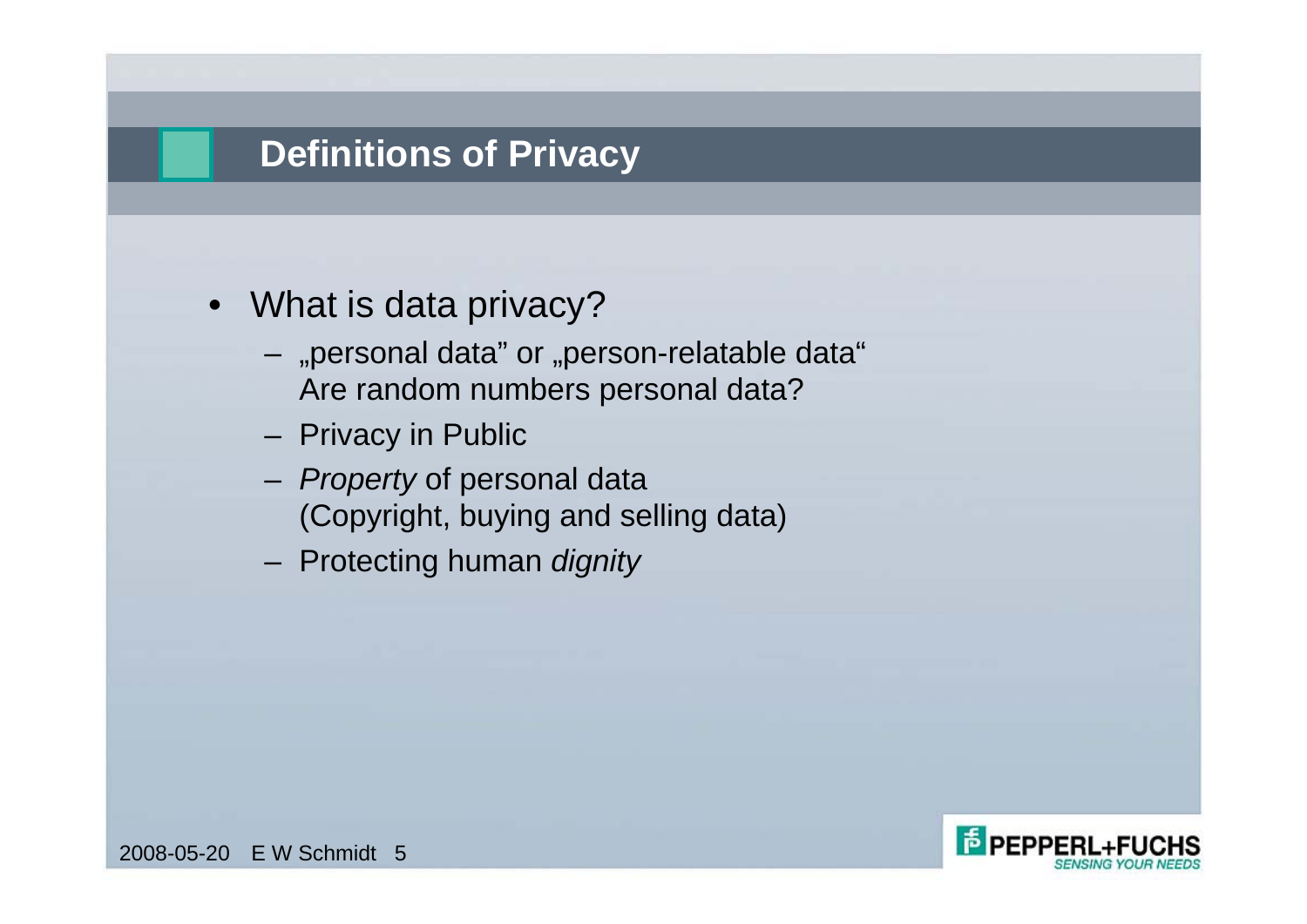# Definitions of Privacy

- What is data privacy?
  - „personal data" or „person-relatable data"
    Are random numbers personal data?
  - Privacy in Public
  - *Property* of personal data
    (Copyright, buying and selling data)
  - Protecting human *dignity*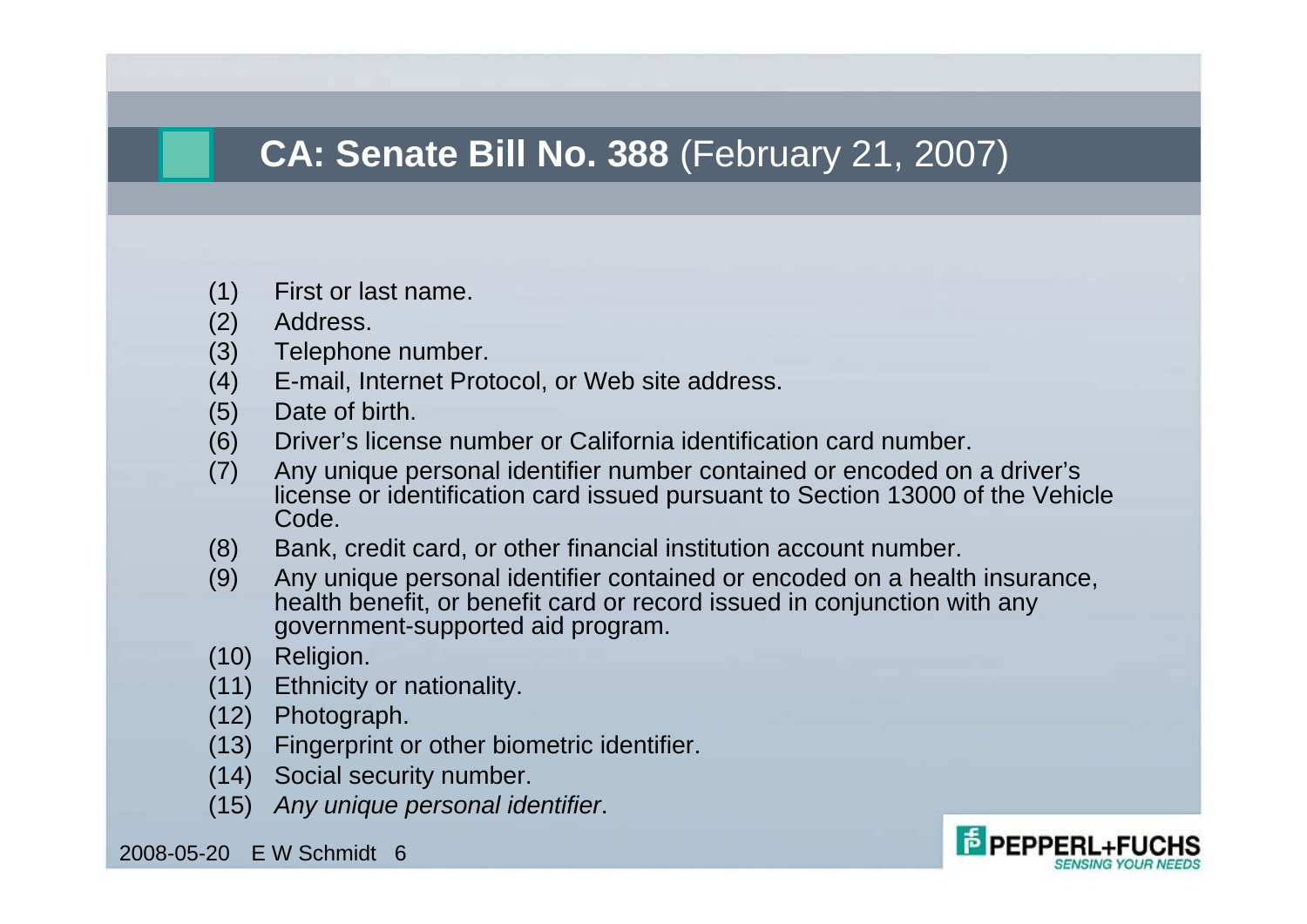## **CA: Senate Bill No. 388** (February 21, 2007)

(1) First or last name.
(2) Address.
(3) Telephone number.
(4) E-mail, Internet Protocol, or Web site address.
(5) Date of birth.
(6) Driver's license number or California identification card number.
(7) Any unique personal identifier number contained or encoded on a driver's license or identification card issued pursuant to Section 13000 of the Vehicle Code.
(8) Bank, credit card, or other financial institution account number.
(9) Any unique personal identifier contained or encoded on a health insurance, health benefit, or benefit card or record issued in conjunction with any government-supported aid program.
(10) Religion.
(11) Ethnicity or nationality.
(12) Photograph.
(13) Fingerprint or other biometric identifier.
(14) Social security number.
(15) *Any unique personal identifier*.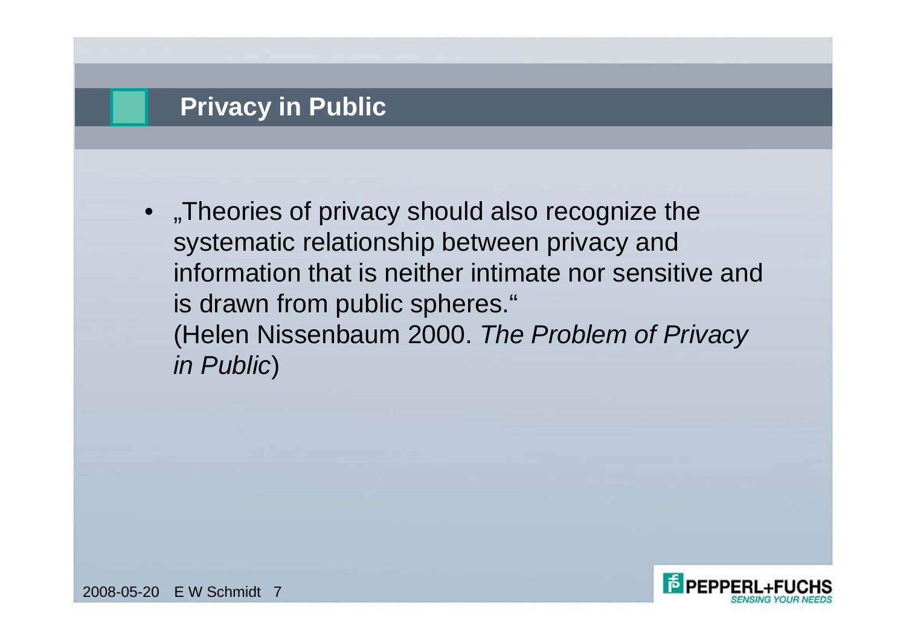## Privacy in Public

- „Theories of privacy should also recognize the systematic relationship between privacy and information that is neither intimate nor sensitive and is drawn from public spheres."
  (Helen Nissenbaum 2000. *The Problem of Privacy in Public*)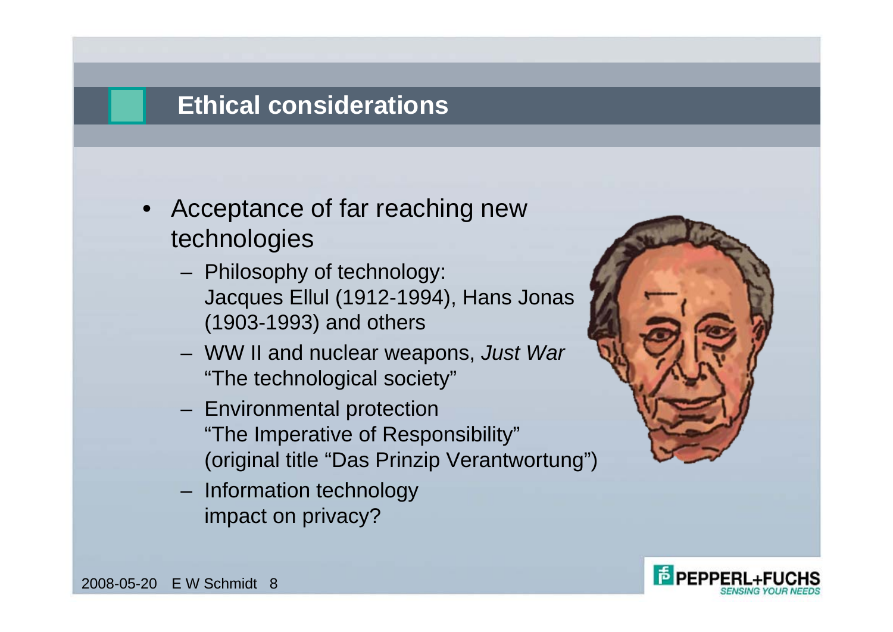## Ethical considerations

- Acceptance of far reaching new technologies
  - Philosophy of technology:
    Jacques Ellul (1912-1994), Hans Jonas (1903-1993) and others
  - WW II and nuclear weapons, *Just War*
    "The technological society"
  - Environmental protection
    "The Imperative of Responsibility"
    (original title "Das Prinzip Verantwortung")
  - Information technology
    impact on privacy?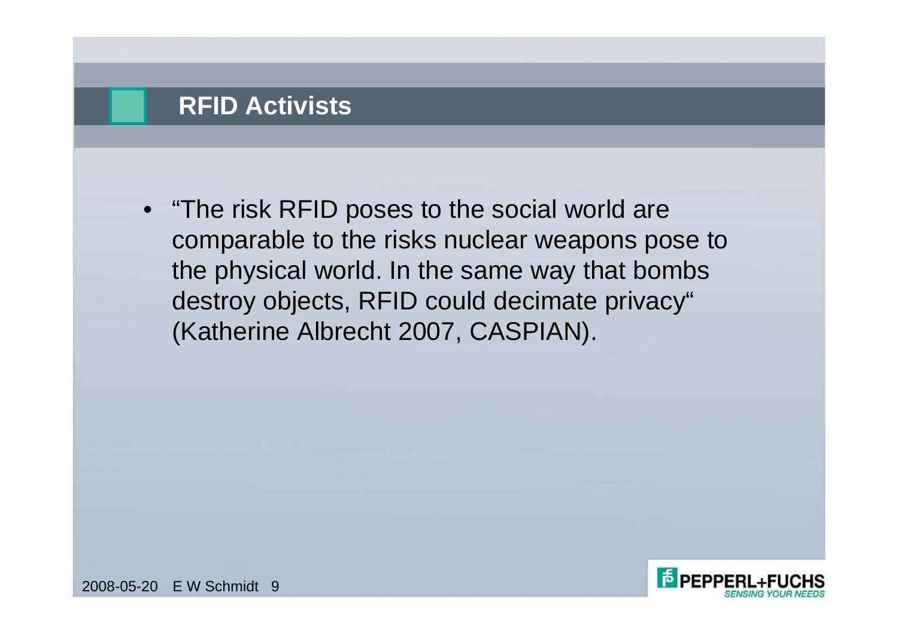## RFID Activists

- "The risk RFID poses to the social world are comparable to the risks nuclear weapons pose to the physical world. In the same way that bombs destroy objects, RFID could decimate privacy" (Katherine Albrecht 2007, CASPIAN).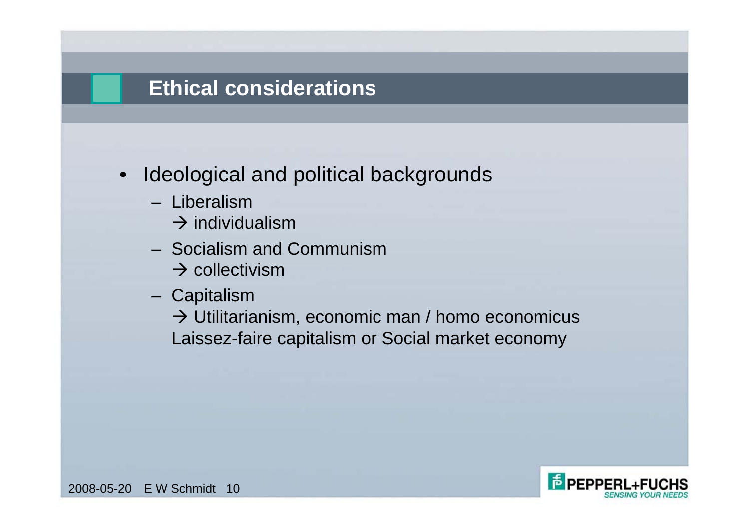## Ethical considerations

- Ideological and political backgrounds
  - Liberalism
    → individualism
  - Socialism and Communism
    → collectivism
  - Capitalism
    → Utilitarianism, economic man / homo economicus
    Laissez-faire capitalism or Social market economy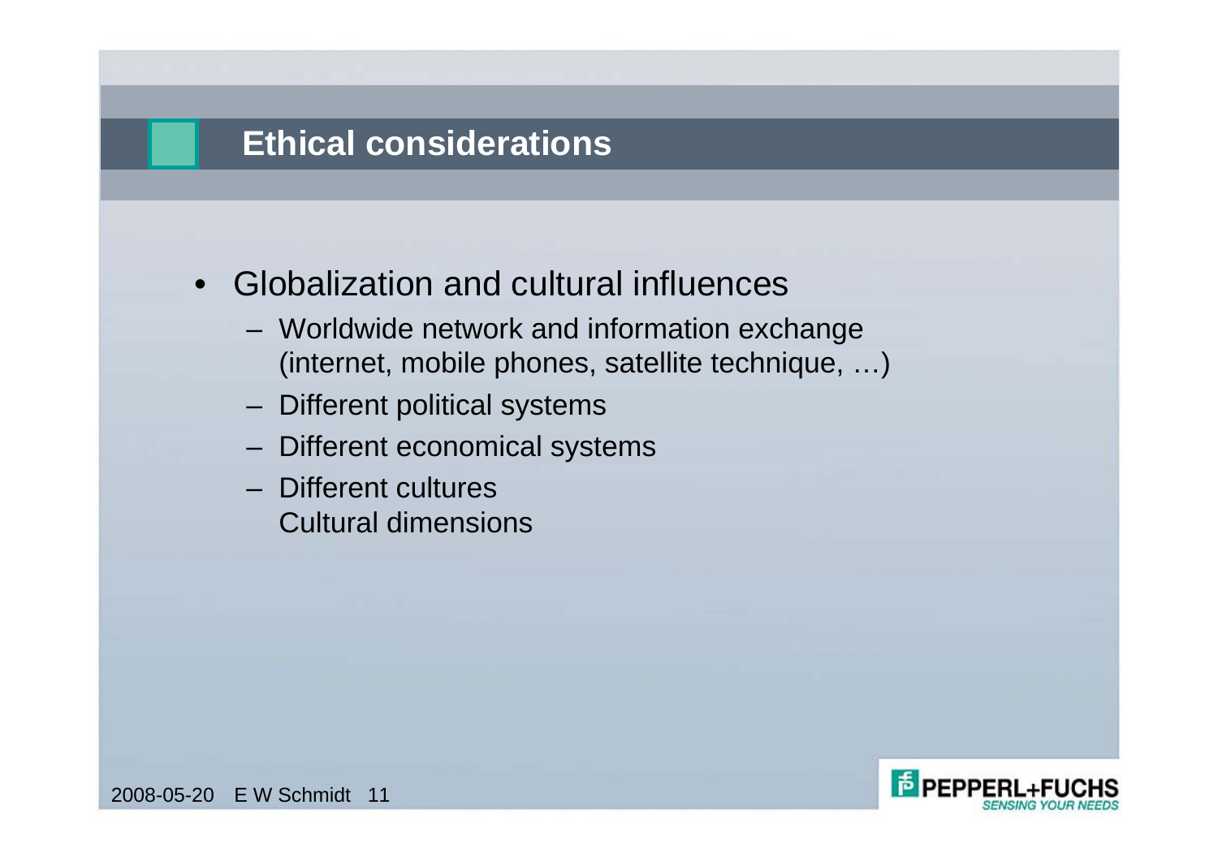## Ethical considerations

- Globalization and cultural influences
  - Worldwide network and information exchange (internet, mobile phones, satellite technique, …)
  - Different political systems
  - Different economical systems
  - Different cultures
    Cultural dimensions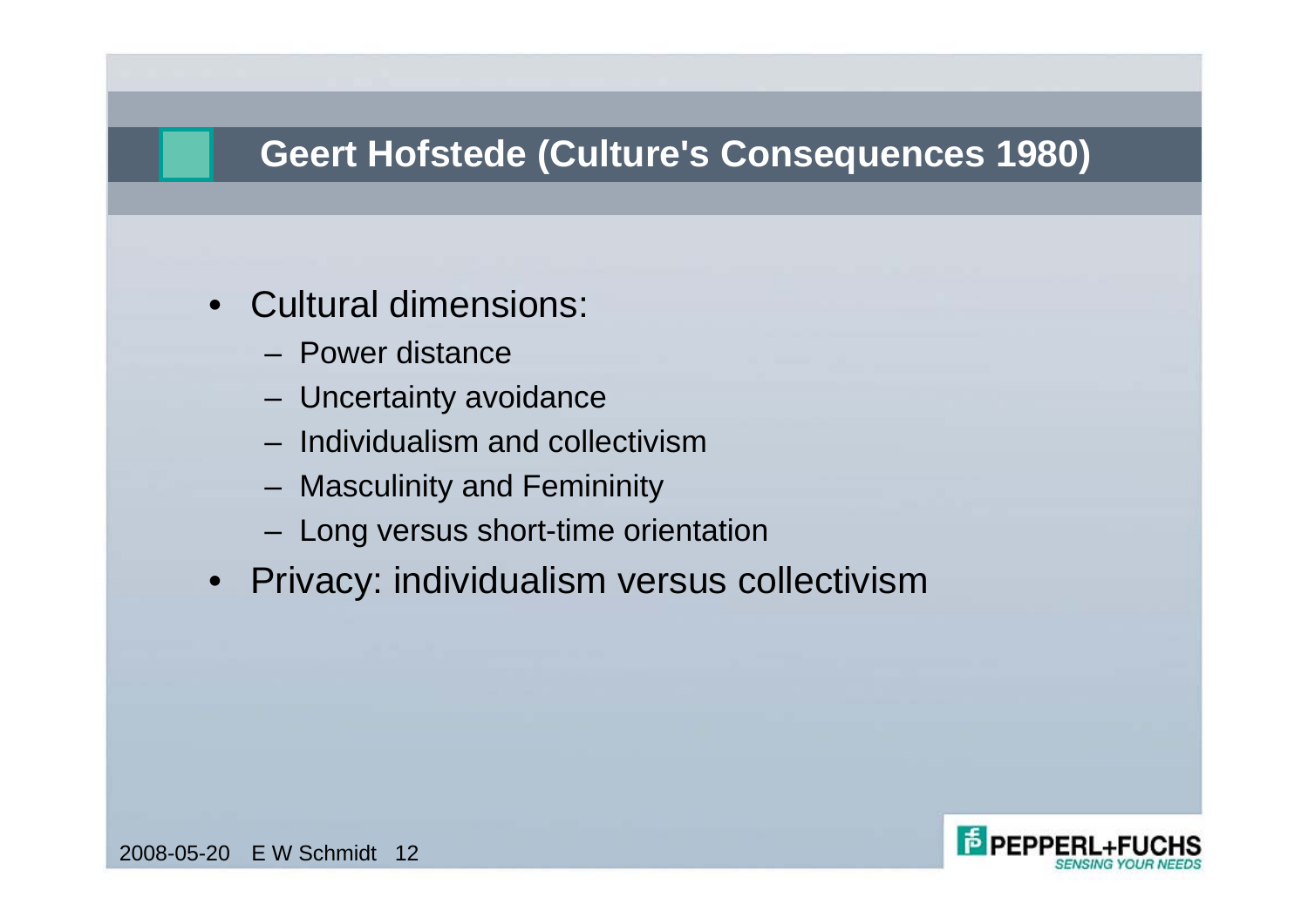## Geert Hofstede (Culture's Consequences 1980)

- Cultural dimensions:
  - Power distance
  - Uncertainty avoidance
  - Individualism and collectivism
  - Masculinity and Femininity
  - Long versus short-time orientation
- Privacy: individualism versus collectivism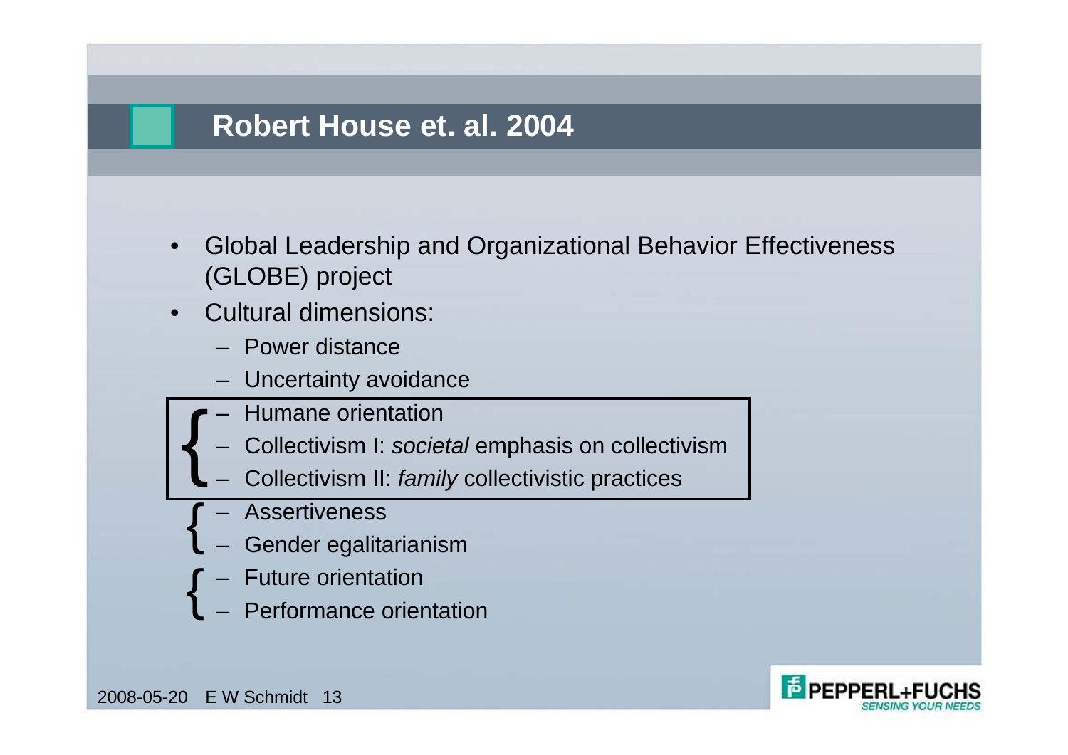# Robert House et. al. 2004

- Global Leadership and Organizational Behavior Effectiveness (GLOBE) project
- Cultural dimensions:
  - Power distance
  - Uncertainty avoidance
  - Humane orientation
  - Collectivism I: *societal* emphasis on collectivism
  - Collectivism II: *family* collectivistic practices
  - Assertiveness
  - Gender egalitarianism
  - Future orientation
  - Performance orientation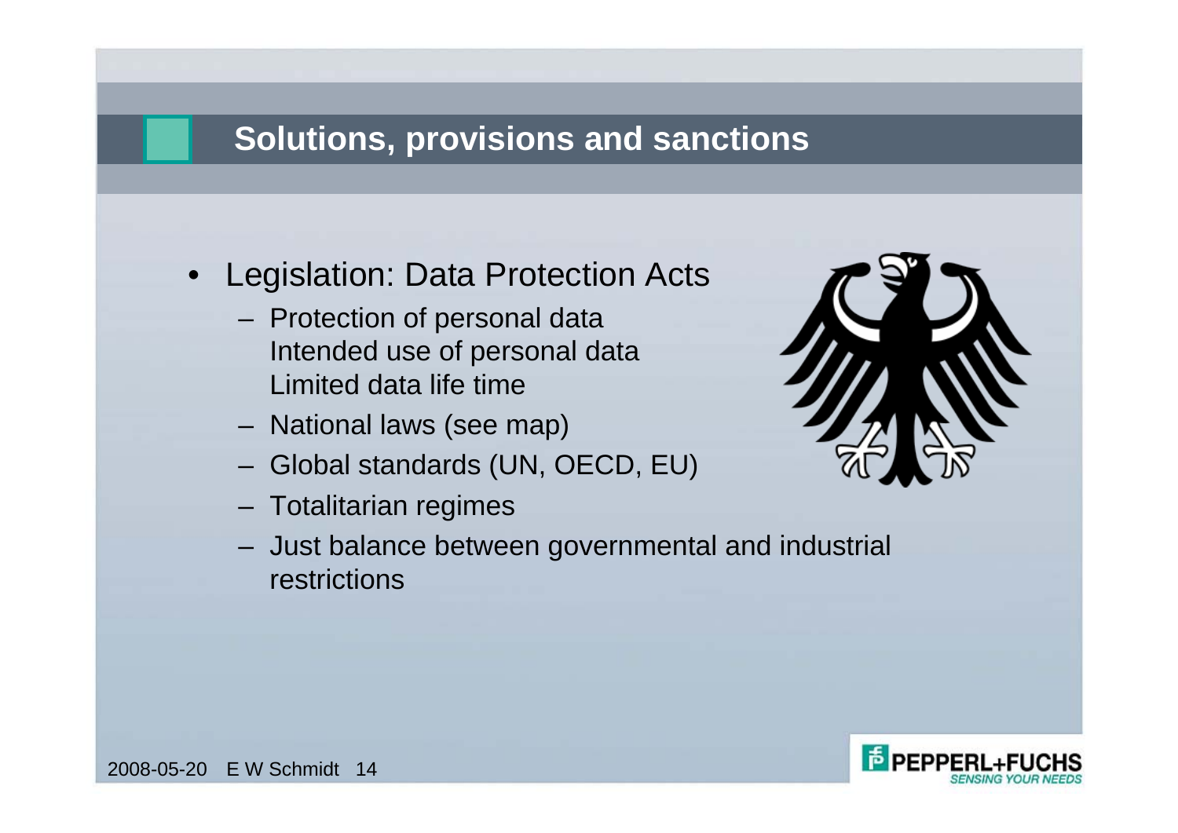# Solutions, provisions and sanctions

- Legislation: Data Protection Acts
  - Protection of personal data
    Intended use of personal data
    Limited data life time
  - National laws (see map)
  - Global standards (UN, OECD, EU)
  - Totalitarian regimes
  - Just balance between governmental and industrial restrictions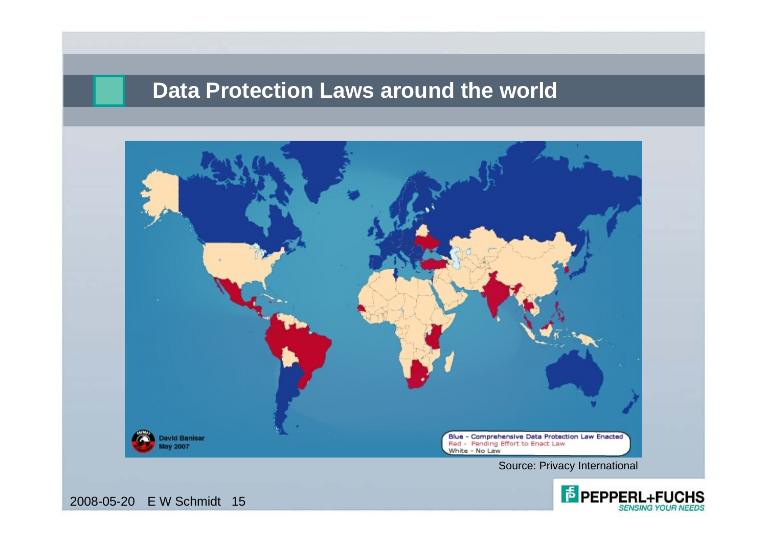# Data Protection Laws around the world

David Banisar
May 2007

Blue - Comprehensive Data Protection Law Enacted
Red - Pending Effort to Enact Law
White - No Law

Source: Privacy International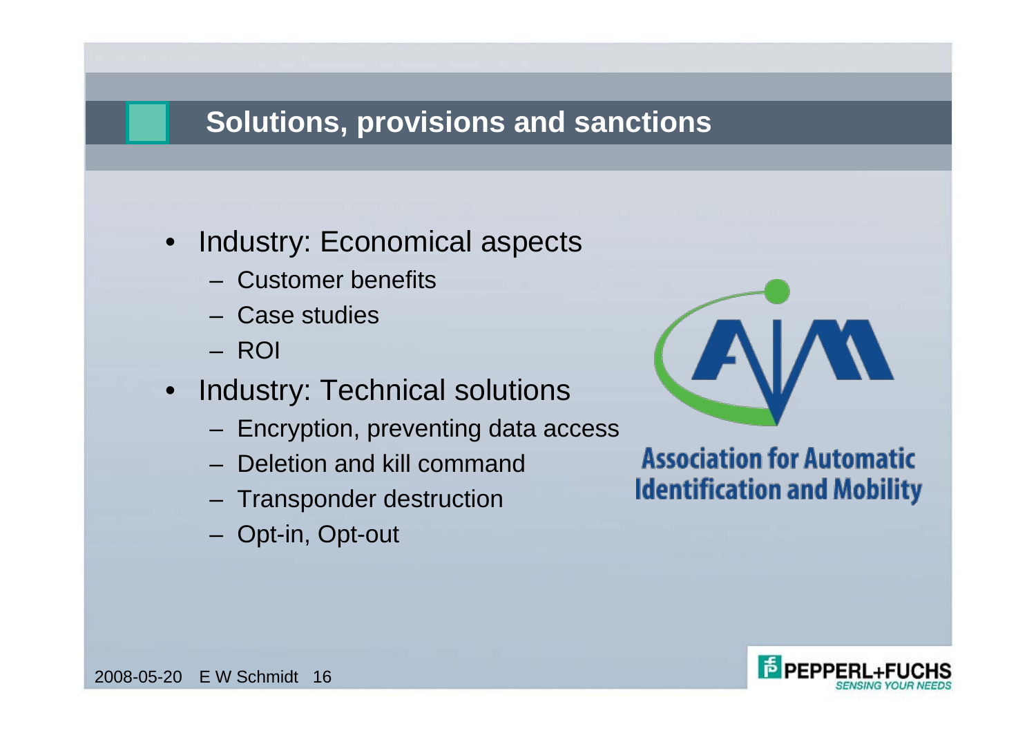# Solutions, provisions and sanctions

- Industry: Economical aspects
  - Customer benefits
  - Case studies
  - ROI
- Industry: Technical solutions
  - Encryption, preventing data access
  - Deletion and kill command
  - Transponder destruction
  - Opt-in, Opt-out

Association for Automatic Identification and Mobility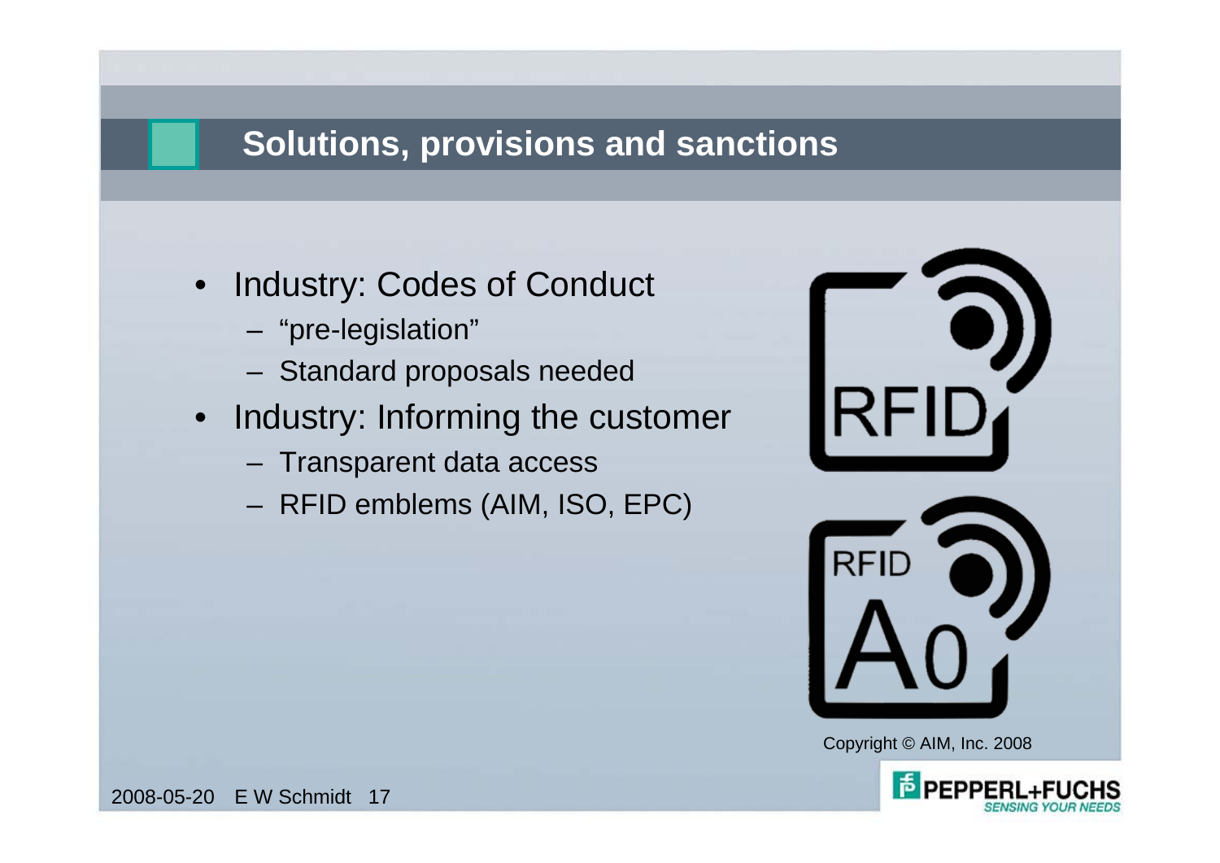## Solutions, provisions and sanctions

- Industry: Codes of Conduct
  - "pre-legislation"
  - Standard proposals needed
- Industry: Informing the customer
  - Transparent data access
  - RFID emblems (AIM, ISO, EPC)

Copyright © AIM, Inc. 2008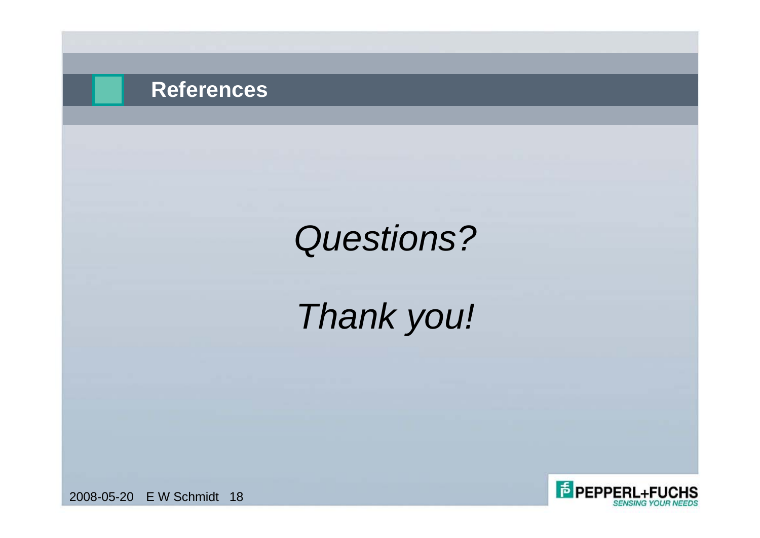# References

*Questions?*

*Thank you!*